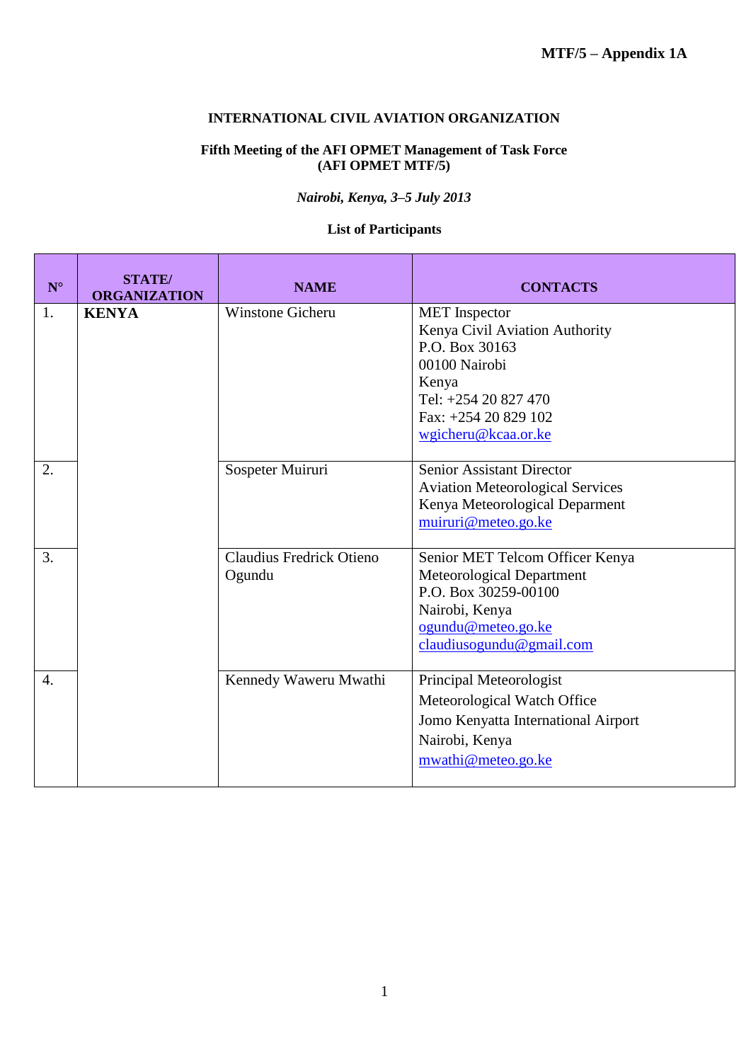MTF/5 – Appendix 1A

**INTERNATIONAL CIVIL AVIATION ORGANIZATION**

**Fifth Meeting of the AFI OPMET Management of Task Force**
**(AFI OPMET MTF/5)**

***Nairobi, Kenya, 3–5 July 2013***

**List of Participants**

| N° | STATE/ ORGANIZATION | NAME | CONTACTS |
|---|---|---|---|
| 1. | **KENYA** | Winstone Gicheru | MET Inspector<br>Kenya Civil Aviation Authority<br>P.O. Box 30163<br>00100 Nairobi<br>Kenya<br>Tel: +254 20 827 470<br>Fax: +254 20 829 102<br>wgicheru@kcaa.or.ke |
| 2. | | Sospeter Muiruri | Senior Assistant Director<br>Aviation Meteorological Services<br>Kenya Meteorological Deparment<br>muiruri@meteo.go.ke |
| 3. | | Claudius Fredrick Otieno Ogundu | Senior MET Telcom Officer Kenya Meteorological Department<br>P.O. Box 30259-00100<br>Nairobi, Kenya<br>ogundu@meteo.go.ke<br>claudiusogundu@gmail.com |
| 4. | | Kennedy Waweru Mwathi | Principal Meteorologist<br>Meteorological Watch Office<br>Jomo Kenyatta International Airport<br>Nairobi, Kenya<br>mwathi@meteo.go.ke |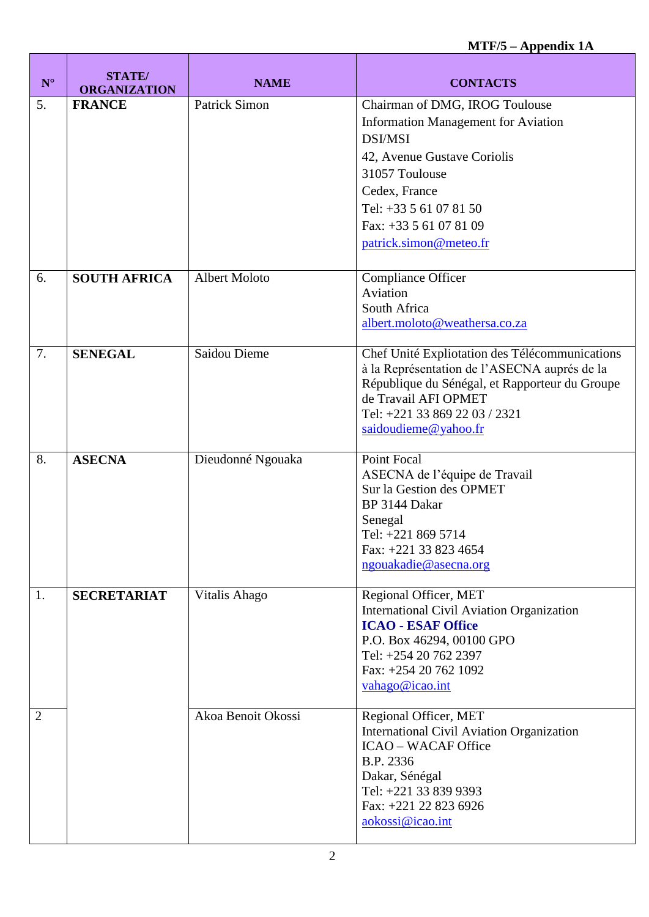MTF/5 – Appendix 1A

| N° | STATE/ ORGANIZATION | NAME | CONTACTS |
|---|---|---|---|
| 5. | **FRANCE** | Patrick Simon | Chairman of DMG, IROG Toulouse<br>Information Management for Aviation<br>DSI/MSI<br>42, Avenue Gustave Coriolis<br>31057 Toulouse<br>Cedex, France<br>Tel: +33 5 61 07 81 50<br>Fax: +33 5 61 07 81 09<br>patrick.simon@meteo.fr |
| 6. | **SOUTH AFRICA** | Albert Moloto | Compliance Officer<br>Aviation<br>South Africa<br>albert.moloto@weathersa.co.za |
| 7. | **SENEGAL** | Saidou Dieme | Chef Unité Expliotation des Télécommunications à la Représentation de l'ASECNA auprés de la République du Sénégal, et Rapporteur du Groupe de Travail AFI OPMET<br>Tel: +221 33 869 22 03 / 2321<br>saidoudieme@yahoo.fr |
| 8. | **ASECNA** | Dieudonné Ngouaka | Point Focal<br>ASECNA de l'équipe de Travail<br>Sur la Gestion des OPMET<br>BP 3144 Dakar<br>Senegal<br>Tel: +221 869 5714<br>Fax: +221 33 823 4654<br>ngouakadie@asecna.org |
| 1. | **SECRETARIAT** | Vitalis Ahago | Regional Officer, MET<br>International Civil Aviation Organization<br>**ICAO - ESAF Office**<br>P.O. Box 46294, 00100 GPO<br>Tel: +254 20 762 2397<br>Fax: +254 20 762 1092<br>vahago@icao.int |
| 2 | | Akoa Benoit Okossi | Regional Officer, MET<br>International Civil Aviation Organization<br>ICAO – WACAF Office<br>B.P. 2336<br>Dakar, Sénégal<br>Tel: +221 33 839 9393<br>Fax: +221 22 823 6926<br>aokossi@icao.int |